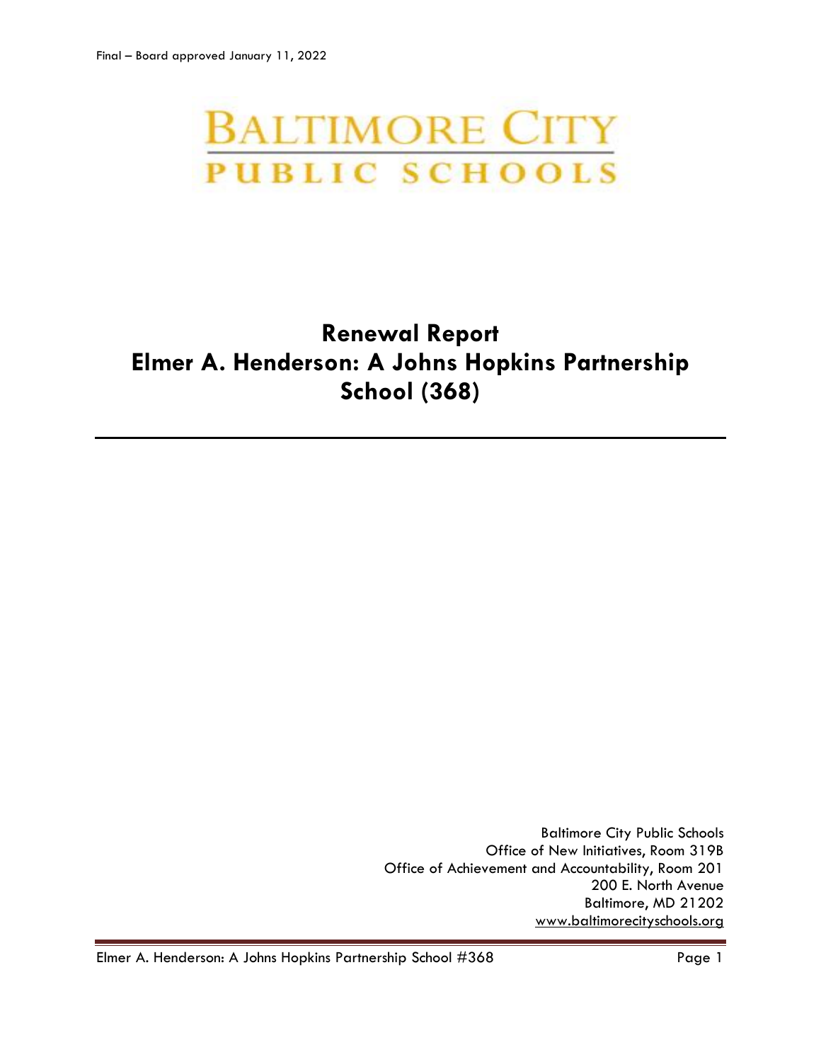Final – Board approved January 11, 2022

BALTIMORE CITY
PUBLIC SCHOOLS

# Renewal Report
# Elmer A. Henderson: A Johns Hopkins Partnership School (368)

---

Baltimore City Public Schools
Office of New Initiatives, Room 319B
Office of Achievement and Accountability, Room 201
200 E. North Avenue
Baltimore, MD 21202
www.baltimorecityschools.org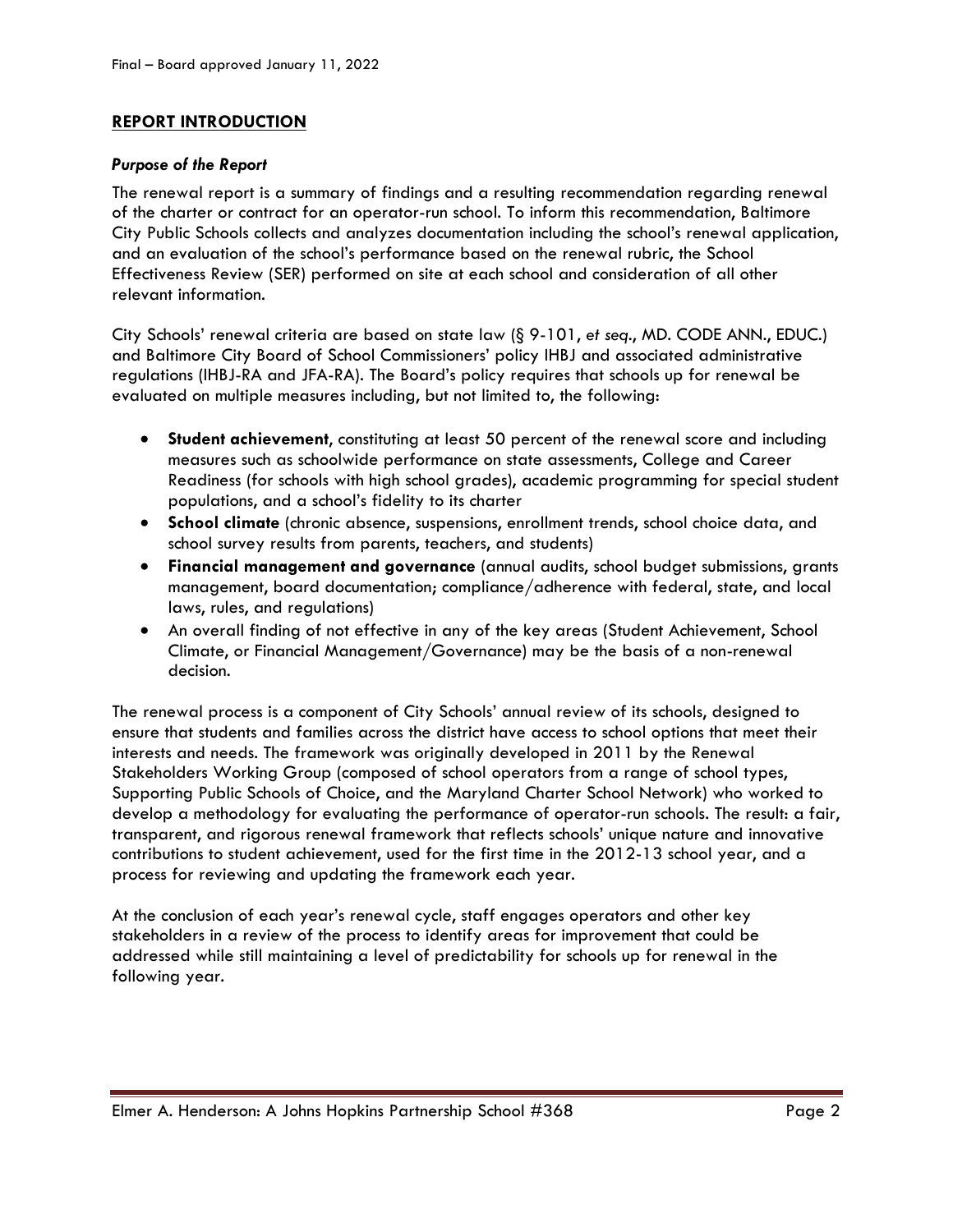## REPORT INTRODUCTION

### *Purpose of the Report*

The renewal report is a summary of findings and a resulting recommendation regarding renewal of the charter or contract for an operator-run school. To inform this recommendation, Baltimore City Public Schools collects and analyzes documentation including the school's renewal application, and an evaluation of the school's performance based on the renewal rubric, the School Effectiveness Review (SER) performed on site at each school and consideration of all other relevant information.

City Schools' renewal criteria are based on state law (§ 9-101, *et seq*., MD. CODE ANN., EDUC.) and Baltimore City Board of School Commissioners' policy IHBJ and associated administrative regulations (IHBJ-RA and JFA-RA). The Board's policy requires that schools up for renewal be evaluated on multiple measures including, but not limited to, the following:

- **Student achievement**, constituting at least 50 percent of the renewal score and including measures such as schoolwide performance on state assessments, College and Career Readiness (for schools with high school grades), academic programming for special student populations, and a school's fidelity to its charter
- **School climate** (chronic absence, suspensions, enrollment trends, school choice data, and school survey results from parents, teachers, and students)
- **Financial management and governance** (annual audits, school budget submissions, grants management, board documentation; compliance/adherence with federal, state, and local laws, rules, and regulations)
- An overall finding of not effective in any of the key areas (Student Achievement, School Climate, or Financial Management/Governance) may be the basis of a non-renewal decision.

The renewal process is a component of City Schools' annual review of its schools, designed to ensure that students and families across the district have access to school options that meet their interests and needs. The framework was originally developed in 2011 by the Renewal Stakeholders Working Group (composed of school operators from a range of school types, Supporting Public Schools of Choice, and the Maryland Charter School Network) who worked to develop a methodology for evaluating the performance of operator-run schools. The result: a fair, transparent, and rigorous renewal framework that reflects schools' unique nature and innovative contributions to student achievement, used for the first time in the 2012-13 school year, and a process for reviewing and updating the framework each year.

At the conclusion of each year's renewal cycle, staff engages operators and other key stakeholders in a review of the process to identify areas for improvement that could be addressed while still maintaining a level of predictability for schools up for renewal in the following year.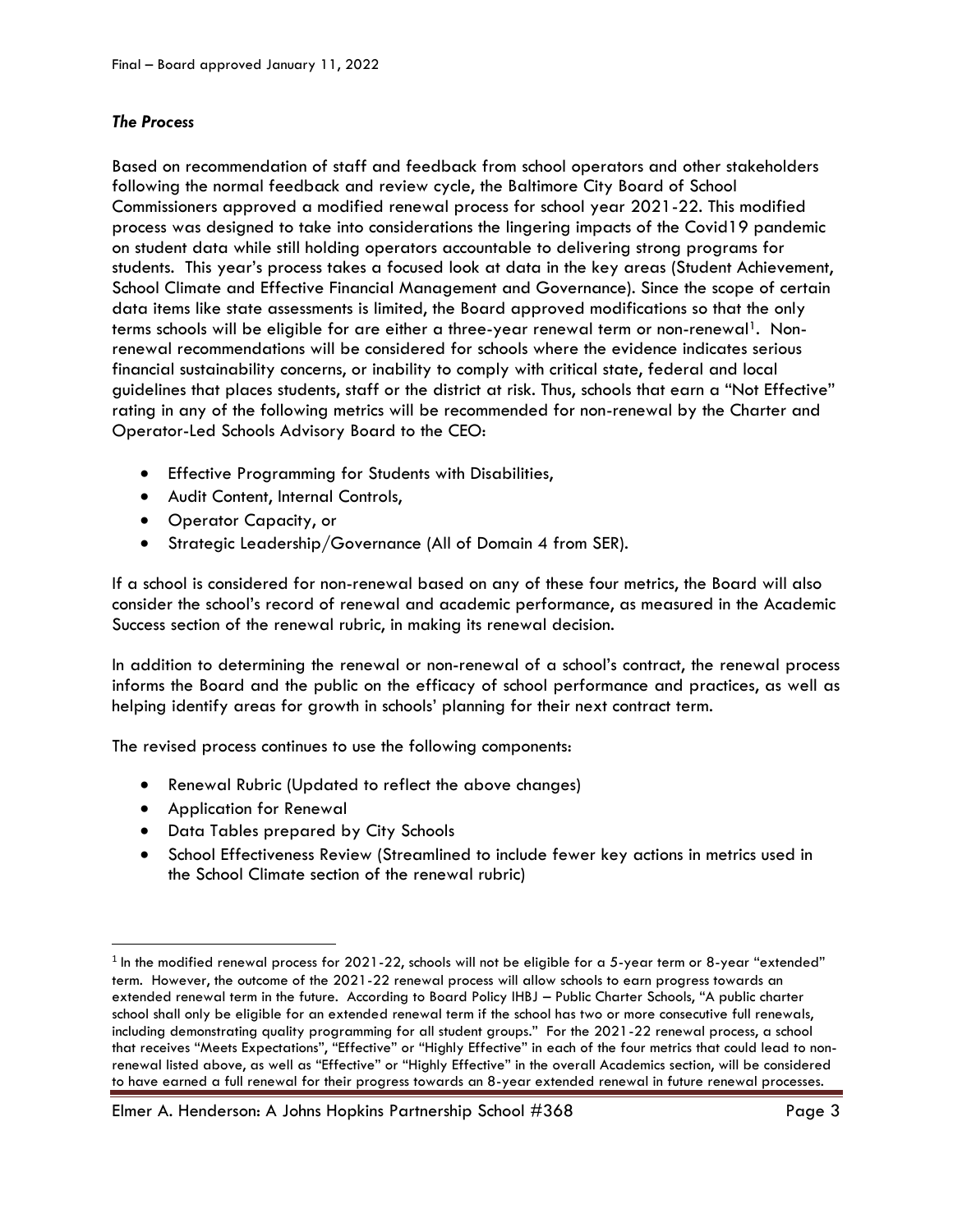### *The Process*

Based on recommendation of staff and feedback from school operators and other stakeholders following the normal feedback and review cycle, the Baltimore City Board of School Commissioners approved a modified renewal process for school year 2021-22. This modified process was designed to take into considerations the lingering impacts of the Covid19 pandemic on student data while still holding operators accountable to delivering strong programs for students. This year's process takes a focused look at data in the key areas (Student Achievement, School Climate and Effective Financial Management and Governance). Since the scope of certain data items like state assessments is limited, the Board approved modifications so that the only terms schools will be eligible for are either a three-year renewal term or non-renewal[1]. Non-renewal recommendations will be considered for schools where the evidence indicates serious financial sustainability concerns, or inability to comply with critical state, federal and local guidelines that places students, staff or the district at risk. Thus, schools that earn a "Not Effective" rating in any of the following metrics will be recommended for non-renewal by the Charter and Operator-Led Schools Advisory Board to the CEO:

- Effective Programming for Students with Disabilities,
- Audit Content, Internal Controls,
- Operator Capacity, or
- Strategic Leadership/Governance (All of Domain 4 from SER).

If a school is considered for non-renewal based on any of these four metrics, the Board will also consider the school's record of renewal and academic performance, as measured in the Academic Success section of the renewal rubric, in making its renewal decision.

In addition to determining the renewal or non-renewal of a school's contract, the renewal process informs the Board and the public on the efficacy of school performance and practices, as well as helping identify areas for growth in schools' planning for their next contract term.

The revised process continues to use the following components:

- Renewal Rubric (Updated to reflect the above changes)
- Application for Renewal
- Data Tables prepared by City Schools
- School Effectiveness Review (Streamlined to include fewer key actions in metrics used in the School Climate section of the renewal rubric)

---

[1] In the modified renewal process for 2021-22, schools will not be eligible for a 5-year term or 8-year "extended" term. However, the outcome of the 2021-22 renewal process will allow schools to earn progress towards an extended renewal term in the future. According to Board Policy IHBJ – Public Charter Schools, "A public charter school shall only be eligible for an extended renewal term if the school has two or more consecutive full renewals, including demonstrating quality programming for all student groups." For the 2021-22 renewal process, a school that receives "Meets Expectations", "Effective" or "Highly Effective" in each of the four metrics that could lead to non-renewal listed above, as well as "Effective" or "Highly Effective" in the overall Academics section, will be considered to have earned a full renewal for their progress towards an 8-year extended renewal in future renewal processes.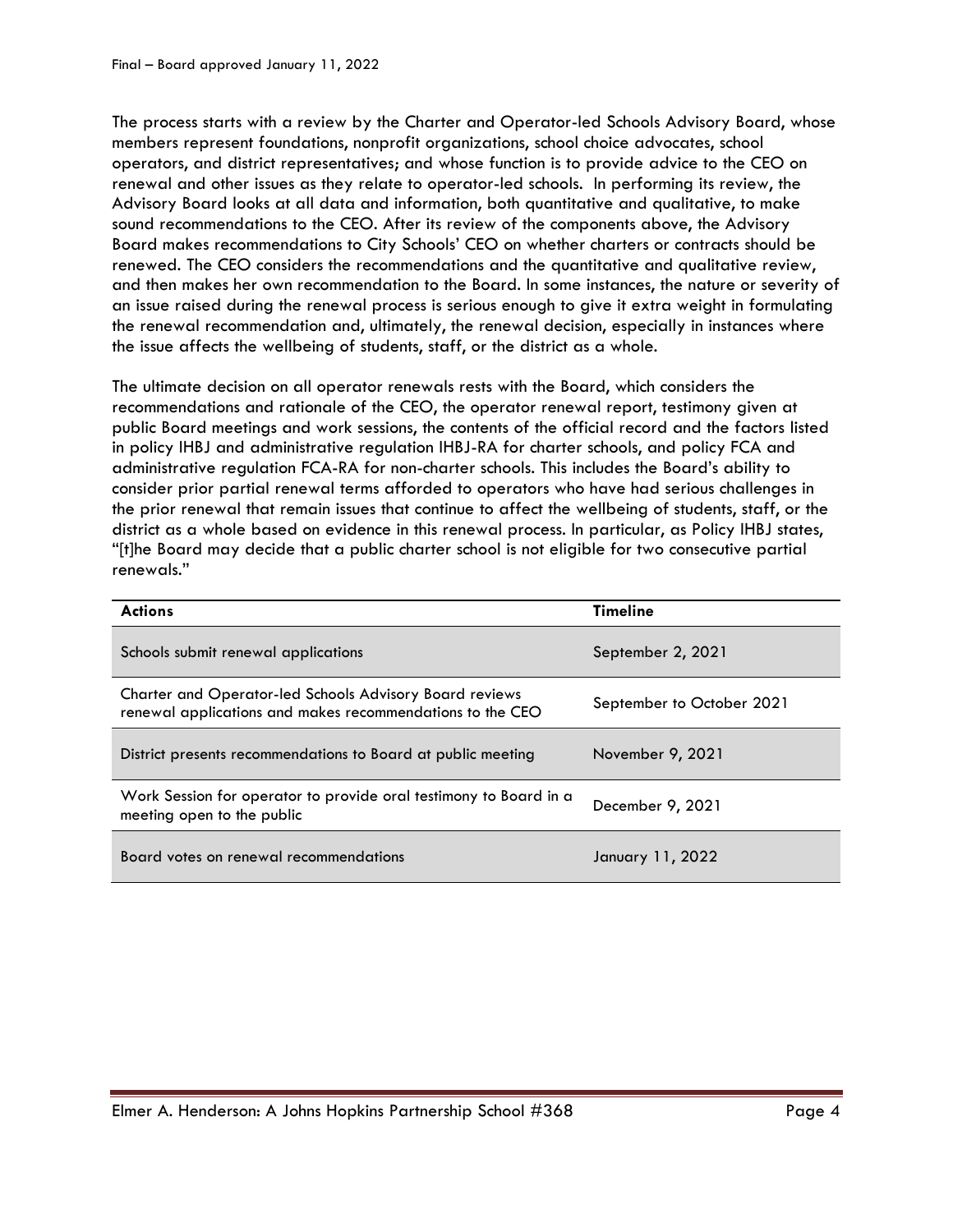The process starts with a review by the Charter and Operator-led Schools Advisory Board, whose members represent foundations, nonprofit organizations, school choice advocates, school operators, and district representatives; and whose function is to provide advice to the CEO on renewal and other issues as they relate to operator-led schools. In performing its review, the Advisory Board looks at all data and information, both quantitative and qualitative, to make sound recommendations to the CEO. After its review of the components above, the Advisory Board makes recommendations to City Schools' CEO on whether charters or contracts should be renewed. The CEO considers the recommendations and the quantitative and qualitative review, and then makes her own recommendation to the Board. In some instances, the nature or severity of an issue raised during the renewal process is serious enough to give it extra weight in formulating the renewal recommendation and, ultimately, the renewal decision, especially in instances where the issue affects the wellbeing of students, staff, or the district as a whole.

The ultimate decision on all operator renewals rests with the Board, which considers the recommendations and rationale of the CEO, the operator renewal report, testimony given at public Board meetings and work sessions, the contents of the official record and the factors listed in policy IHBJ and administrative regulation IHBJ-RA for charter schools, and policy FCA and administrative regulation FCA-RA for non-charter schools. This includes the Board's ability to consider prior partial renewal terms afforded to operators who have had serious challenges in the prior renewal that remain issues that continue to affect the wellbeing of students, staff, or the district as a whole based on evidence in this renewal process. In particular, as Policy IHBJ states, "[t]he Board may decide that a public charter school is not eligible for two consecutive partial renewals."

| Actions | Timeline |
|---|---|
| Schools submit renewal applications | September 2, 2021 |
| Charter and Operator-led Schools Advisory Board reviews renewal applications and makes recommendations to the CEO | September to October 2021 |
| District presents recommendations to Board at public meeting | November 9, 2021 |
| Work Session for operator to provide oral testimony to Board in a meeting open to the public | December 9, 2021 |
| Board votes on renewal recommendations | January 11, 2022 |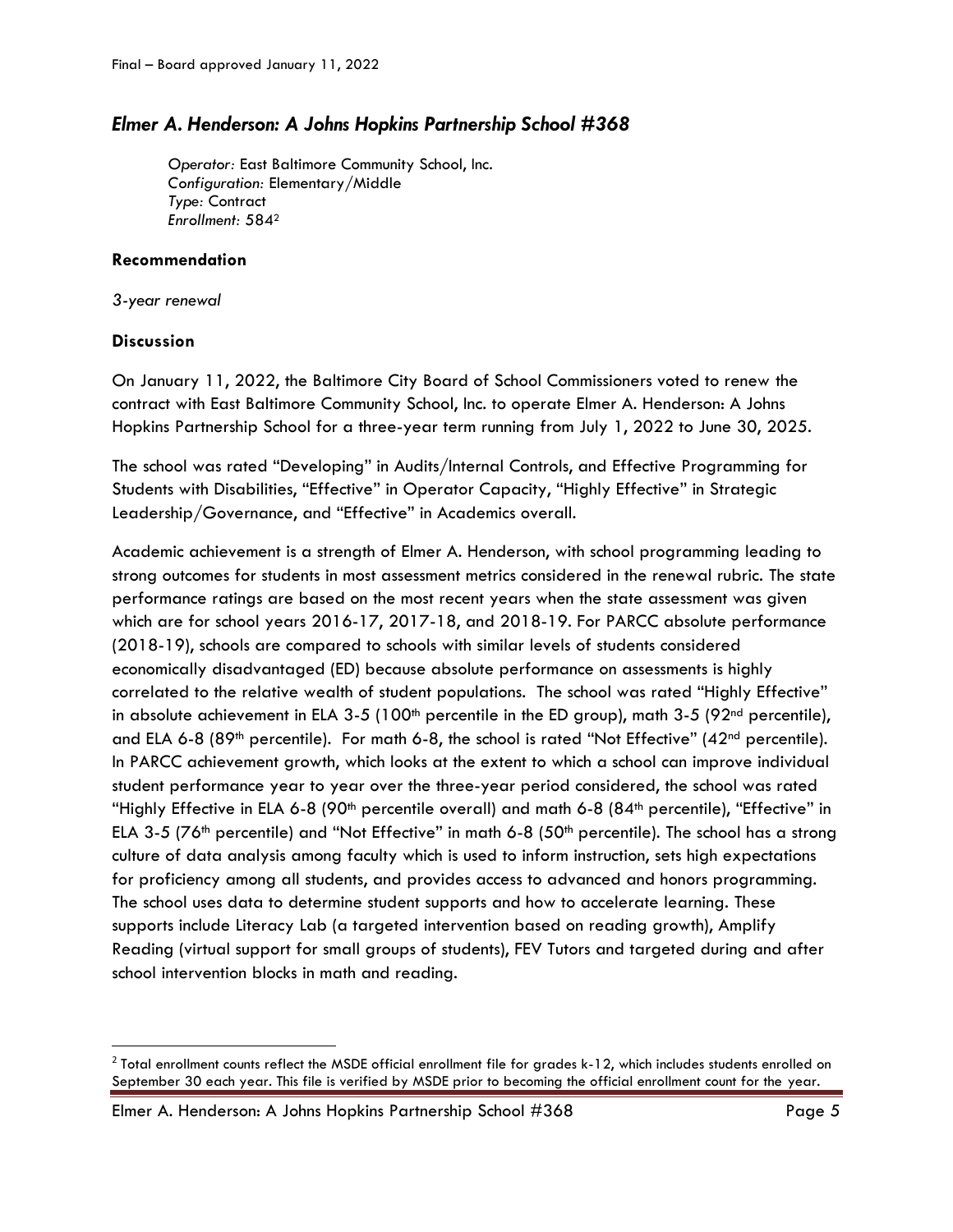## *Elmer A. Henderson: A Johns Hopkins Partnership School #368*

*Operator:* East Baltimore Community School, Inc.
*Configuration:* Elementary/Middle
*Type:* Contract
*Enrollment:* 584[2]

### Recommendation

*3-year renewal*

### Discussion

On January 11, 2022, the Baltimore City Board of School Commissioners voted to renew the contract with East Baltimore Community School, Inc. to operate Elmer A. Henderson: A Johns Hopkins Partnership School for a three-year term running from July 1, 2022 to June 30, 2025.

The school was rated "Developing" in Audits/Internal Controls, and Effective Programming for Students with Disabilities, "Effective" in Operator Capacity, "Highly Effective" in Strategic Leadership/Governance, and "Effective" in Academics overall.

Academic achievement is a strength of Elmer A. Henderson, with school programming leading to strong outcomes for students in most assessment metrics considered in the renewal rubric. The state performance ratings are based on the most recent years when the state assessment was given which are for school years 2016-17, 2017-18, and 2018-19. For PARCC absolute performance (2018-19), schools are compared to schools with similar levels of students considered economically disadvantaged (ED) because absolute performance on assessments is highly correlated to the relative wealth of student populations. The school was rated "Highly Effective" in absolute achievement in ELA 3-5 (100th percentile in the ED group), math 3-5 (92nd percentile), and ELA 6-8 (89th percentile). For math 6-8, the school is rated "Not Effective" (42nd percentile). In PARCC achievement growth, which looks at the extent to which a school can improve individual student performance year to year over the three-year period considered, the school was rated "Highly Effective in ELA 6-8 (90th percentile overall) and math 6-8 (84th percentile), "Effective" in ELA 3-5 (76th percentile) and "Not Effective" in math 6-8 (50th percentile). The school has a strong culture of data analysis among faculty which is used to inform instruction, sets high expectations for proficiency among all students, and provides access to advanced and honors programming. The school uses data to determine student supports and how to accelerate learning. These supports include Literacy Lab (a targeted intervention based on reading growth), Amplify Reading (virtual support for small groups of students), FEV Tutors and targeted during and after school intervention blocks in math and reading.

---

[2] Total enrollment counts reflect the MSDE official enrollment file for grades k-12, which includes students enrolled on September 30 each year. This file is verified by MSDE prior to becoming the official enrollment count for the year.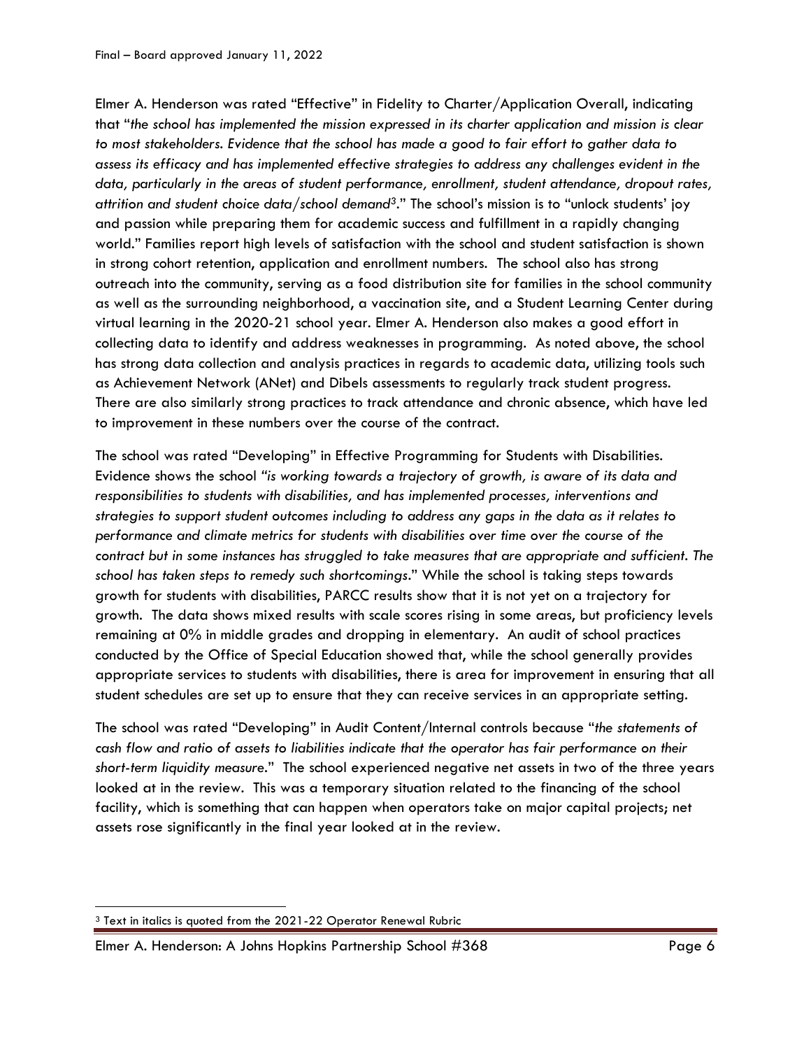Elmer A. Henderson was rated "Effective" in Fidelity to Charter/Application Overall, indicating that "*the school has implemented the mission expressed in its charter application and mission is clear to most stakeholders. Evidence that the school has made a good to fair effort to gather data to assess its efficacy and has implemented effective strategies to address any challenges evident in the data, particularly in the areas of student performance, enrollment, student attendance, dropout rates, attrition and student choice data/school demand*[3]." The school's mission is to "unlock students' joy and passion while preparing them for academic success and fulfillment in a rapidly changing world." Families report high levels of satisfaction with the school and student satisfaction is shown in strong cohort retention, application and enrollment numbers. The school also has strong outreach into the community, serving as a food distribution site for families in the school community as well as the surrounding neighborhood, a vaccination site, and a Student Learning Center during virtual learning in the 2020-21 school year. Elmer A. Henderson also makes a good effort in collecting data to identify and address weaknesses in programming. As noted above, the school has strong data collection and analysis practices in regards to academic data, utilizing tools such as Achievement Network (ANet) and Dibels assessments to regularly track student progress. There are also similarly strong practices to track attendance and chronic absence, which have led to improvement in these numbers over the course of the contract.

The school was rated "Developing" in Effective Programming for Students with Disabilities. Evidence shows the school "*is working towards a trajectory of growth, is aware of its data and responsibilities to students with disabilities, and has implemented processes, interventions and strategies to support student outcomes including to address any gaps in the data as it relates to performance and climate metrics for students with disabilities over time over the course of the contract but in some instances has struggled to take measures that are appropriate and sufficient. The school has taken steps to remedy such shortcomings*." While the school is taking steps towards growth for students with disabilities, PARCC results show that it is not yet on a trajectory for growth. The data shows mixed results with scale scores rising in some areas, but proficiency levels remaining at 0% in middle grades and dropping in elementary. An audit of school practices conducted by the Office of Special Education showed that, while the school generally provides appropriate services to students with disabilities, there is area for improvement in ensuring that all student schedules are set up to ensure that they can receive services in an appropriate setting.

The school was rated "Developing" in Audit Content/Internal controls because "*the statements of cash flow and ratio of assets to liabilities indicate that the operator has fair performance on their short-term liquidity measure*." The school experienced negative net assets in two of the three years looked at in the review. This was a temporary situation related to the financing of the school facility, which is something that can happen when operators take on major capital projects; net assets rose significantly in the final year looked at in the review.

---

[3] Text in italics is quoted from the 2021-22 Operator Renewal Rubric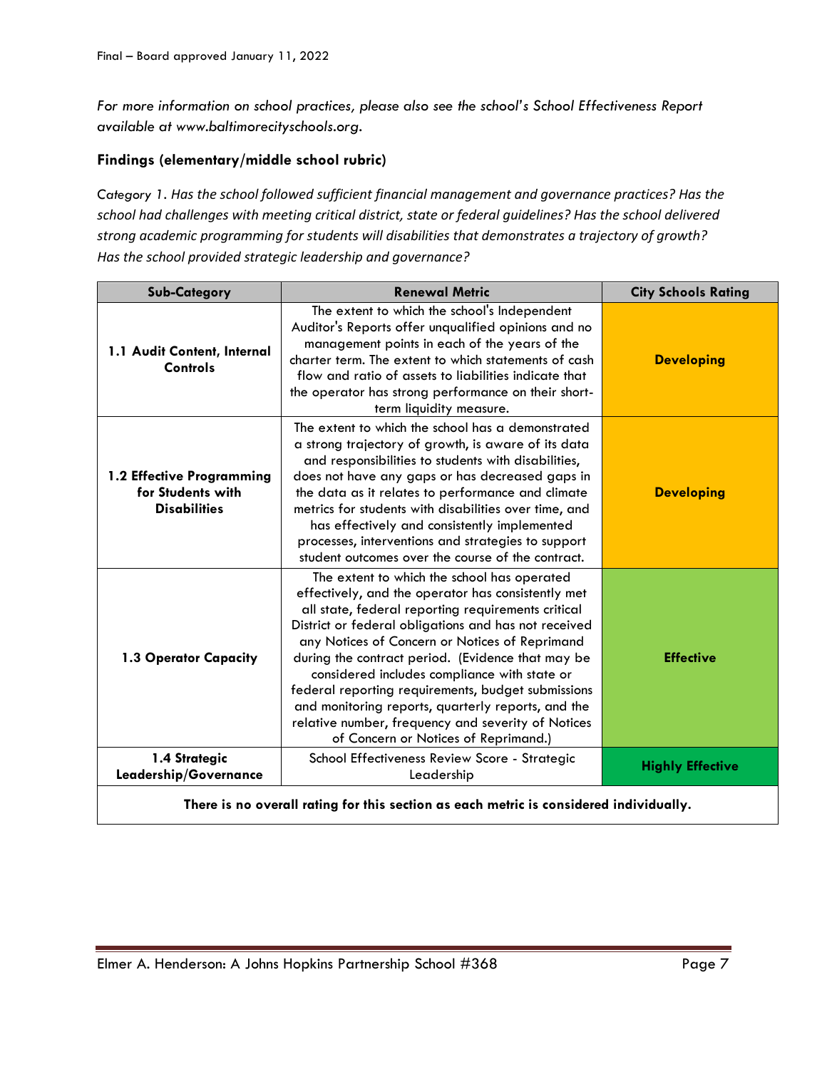*For more information on school practices, please also see the school's School Effectiveness Report available at www.baltimorecityschools.org.*

### Findings (elementary/middle school rubric)

*Category 1. Has the school followed sufficient financial management and governance practices? Has the school had challenges with meeting critical district, state or federal guidelines? Has the school delivered strong academic programming for students will disabilities that demonstrates a trajectory of growth? Has the school provided strategic leadership and governance?*

| Sub-Category | Renewal Metric | City Schools Rating |
|---|---|---|
| **1.1 Audit Content, Internal Controls** | The extent to which the school's Independent Auditor's Reports offer unqualified opinions and no management points in each of the years of the charter term. The extent to which statements of cash flow and ratio of assets to liabilities indicate that the operator has strong performance on their short-term liquidity measure. | **Developing** |
| **1.2 Effective Programming for Students with Disabilities** | The extent to which the school has a demonstrated a strong trajectory of growth, is aware of its data and responsibilities to students with disabilities, does not have any gaps or has decreased gaps in the data as it relates to performance and climate metrics for students with disabilities over time, and has effectively and consistently implemented processes, interventions and strategies to support student outcomes over the course of the contract. | **Developing** |
| **1.3 Operator Capacity** | The extent to which the school has operated effectively, and the operator has consistently met all state, federal reporting requirements critical District or federal obligations and has not received any Notices of Concern or Notices of Reprimand during the contract period. (Evidence that may be considered includes compliance with state or federal reporting requirements, budget submissions and monitoring reports, quarterly reports, and the relative number, frequency and severity of Notices of Concern or Notices of Reprimand.) | **Effective** |
| **1.4 Strategic Leadership/Governance** | School Effectiveness Review Score - Strategic Leadership | **Highly Effective** |
| **There is no overall rating for this section as each metric is considered individually.** | | |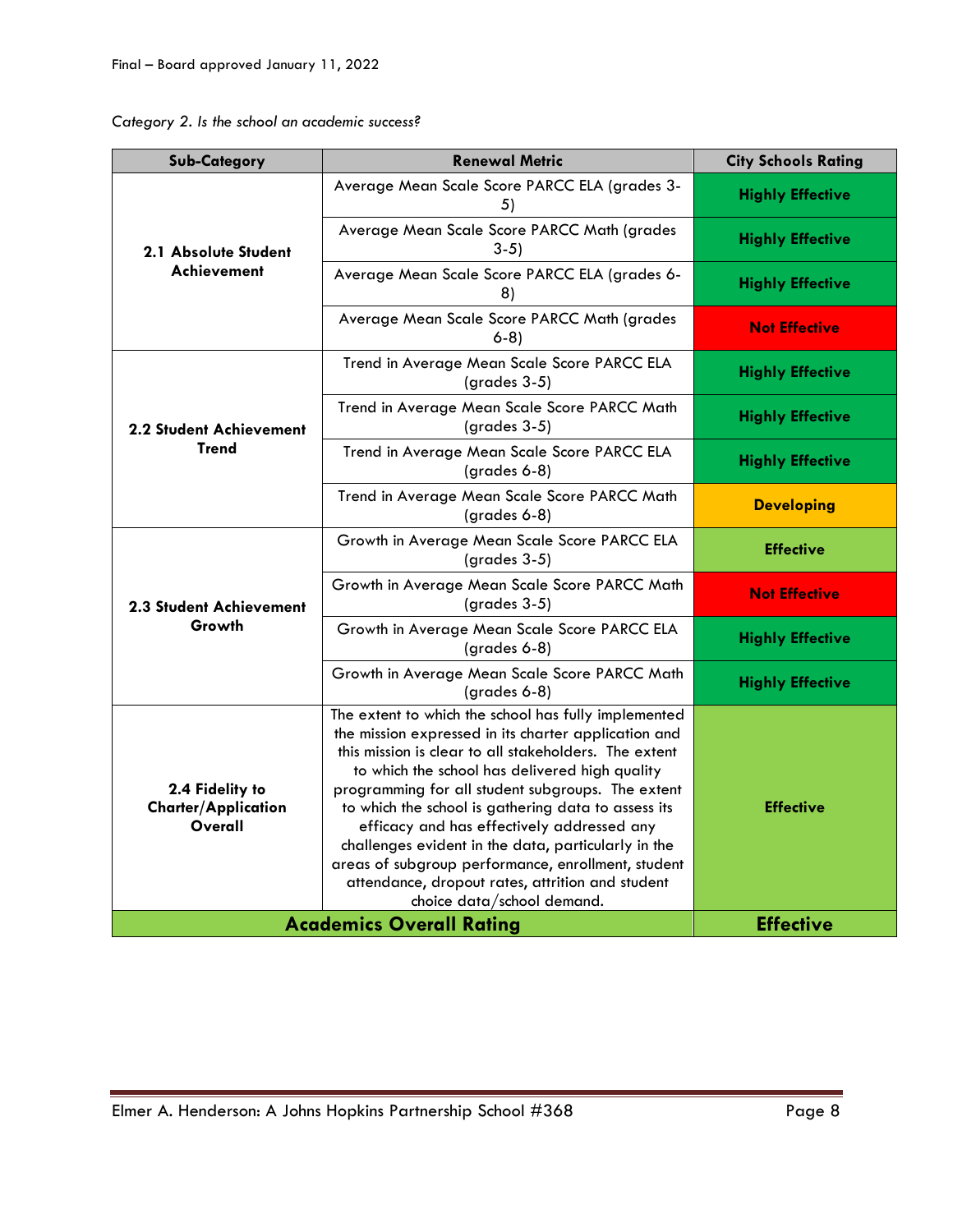*Category 2. Is the school an academic success?*

| Sub-Category | Renewal Metric | City Schools Rating |
|---|---|---|
| **2.1 Absolute Student Achievement** | Average Mean Scale Score PARCC ELA (grades 3-5) | **Highly Effective** |
| | Average Mean Scale Score PARCC Math (grades 3-5) | **Highly Effective** |
| | Average Mean Scale Score PARCC ELA (grades 6-8) | **Highly Effective** |
| | Average Mean Scale Score PARCC Math (grades 6-8) | **Not Effective** |
| **2.2 Student Achievement Trend** | Trend in Average Mean Scale Score PARCC ELA (grades 3-5) | **Highly Effective** |
| | Trend in Average Mean Scale Score PARCC Math (grades 3-5) | **Highly Effective** |
| | Trend in Average Mean Scale Score PARCC ELA (grades 6-8) | **Highly Effective** |
| | Trend in Average Mean Scale Score PARCC Math (grades 6-8) | **Developing** |
| **2.3 Student Achievement Growth** | Growth in Average Mean Scale Score PARCC ELA (grades 3-5) | **Effective** |
| | Growth in Average Mean Scale Score PARCC Math (grades 3-5) | **Not Effective** |
| | Growth in Average Mean Scale Score PARCC ELA (grades 6-8) | **Highly Effective** |
| | Growth in Average Mean Scale Score PARCC Math (grades 6-8) | **Highly Effective** |
| **2.4 Fidelity to Charter/Application Overall** | The extent to which the school has fully implemented the mission expressed in its charter application and this mission is clear to all stakeholders. The extent to which the school has delivered high quality programming for all student subgroups. The extent to which the school is gathering data to assess its efficacy and has effectively addressed any challenges evident in the data, particularly in the areas of subgroup performance, enrollment, student attendance, dropout rates, attrition and student choice data/school demand. | **Effective** |
| **Academics Overall Rating** | | **Effective** |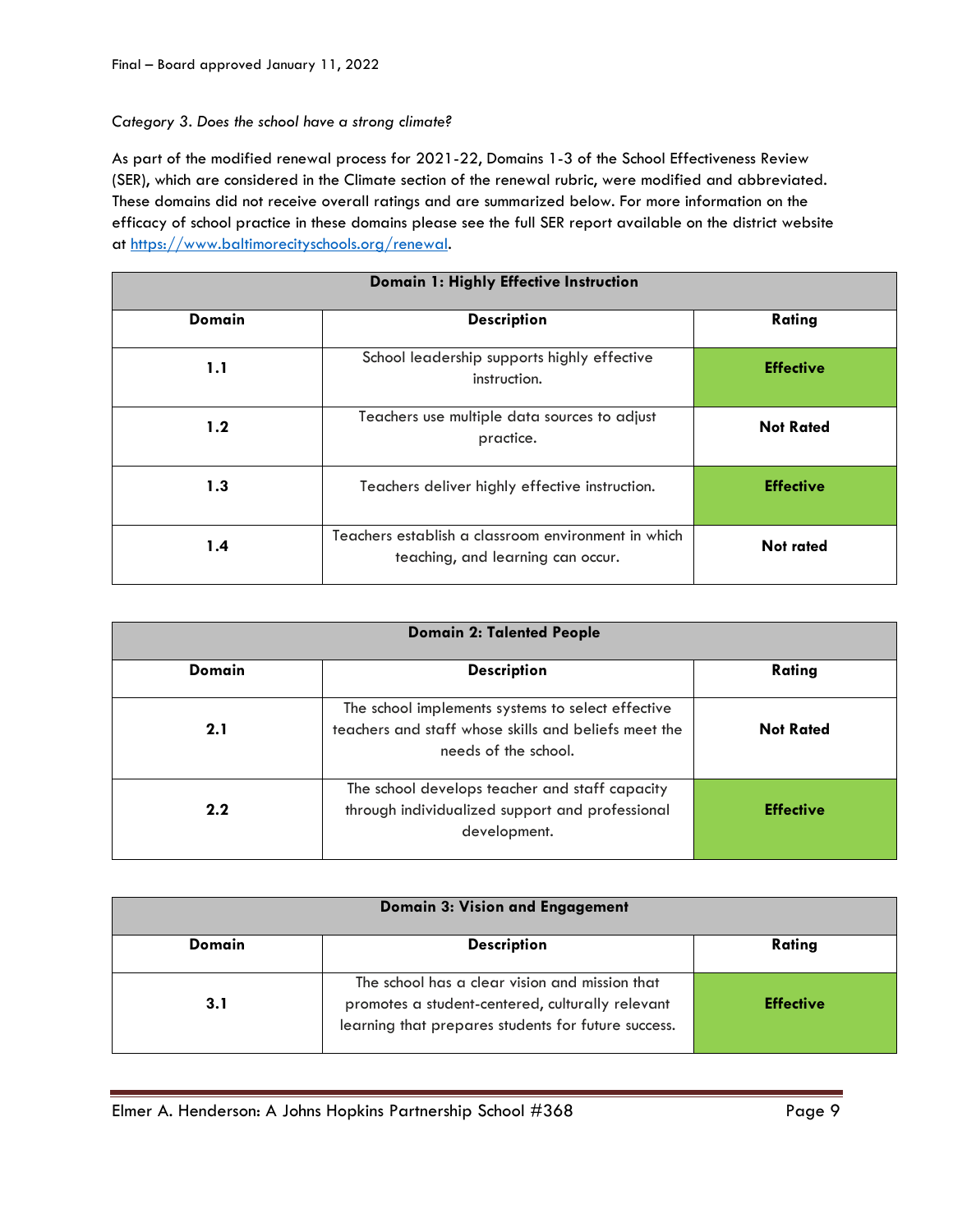*Category 3. Does the school have a strong climate?*

As part of the modified renewal process for 2021-22, Domains 1-3 of the School Effectiveness Review (SER), which are considered in the Climate section of the renewal rubric, were modified and abbreviated. These domains did not receive overall ratings and are summarized below. For more information on the efficacy of school practice in these domains please see the full SER report available on the district website at https://www.baltimorecityschools.org/renewal.

| **Domain 1: Highly Effective Instruction** | | |
|---|---|---|
| **Domain** | **Description** | **Rating** |
| **1.1** | School leadership supports highly effective instruction. | **Effective** |
| **1.2** | Teachers use multiple data sources to adjust practice. | **Not Rated** |
| **1.3** | Teachers deliver highly effective instruction. | **Effective** |
| **1.4** | Teachers establish a classroom environment in which teaching, and learning can occur. | **Not rated** |

| **Domain 2: Talented People** | | |
|---|---|---|
| **Domain** | **Description** | **Rating** |
| **2.1** | The school implements systems to select effective teachers and staff whose skills and beliefs meet the needs of the school. | **Not Rated** |
| **2.2** | The school develops teacher and staff capacity through individualized support and professional development. | **Effective** |

| **Domain 3: Vision and Engagement** | | |
|---|---|---|
| **Domain** | **Description** | **Rating** |
| **3.1** | The school has a clear vision and mission that promotes a student-centered, culturally relevant learning that prepares students for future success. | **Effective** |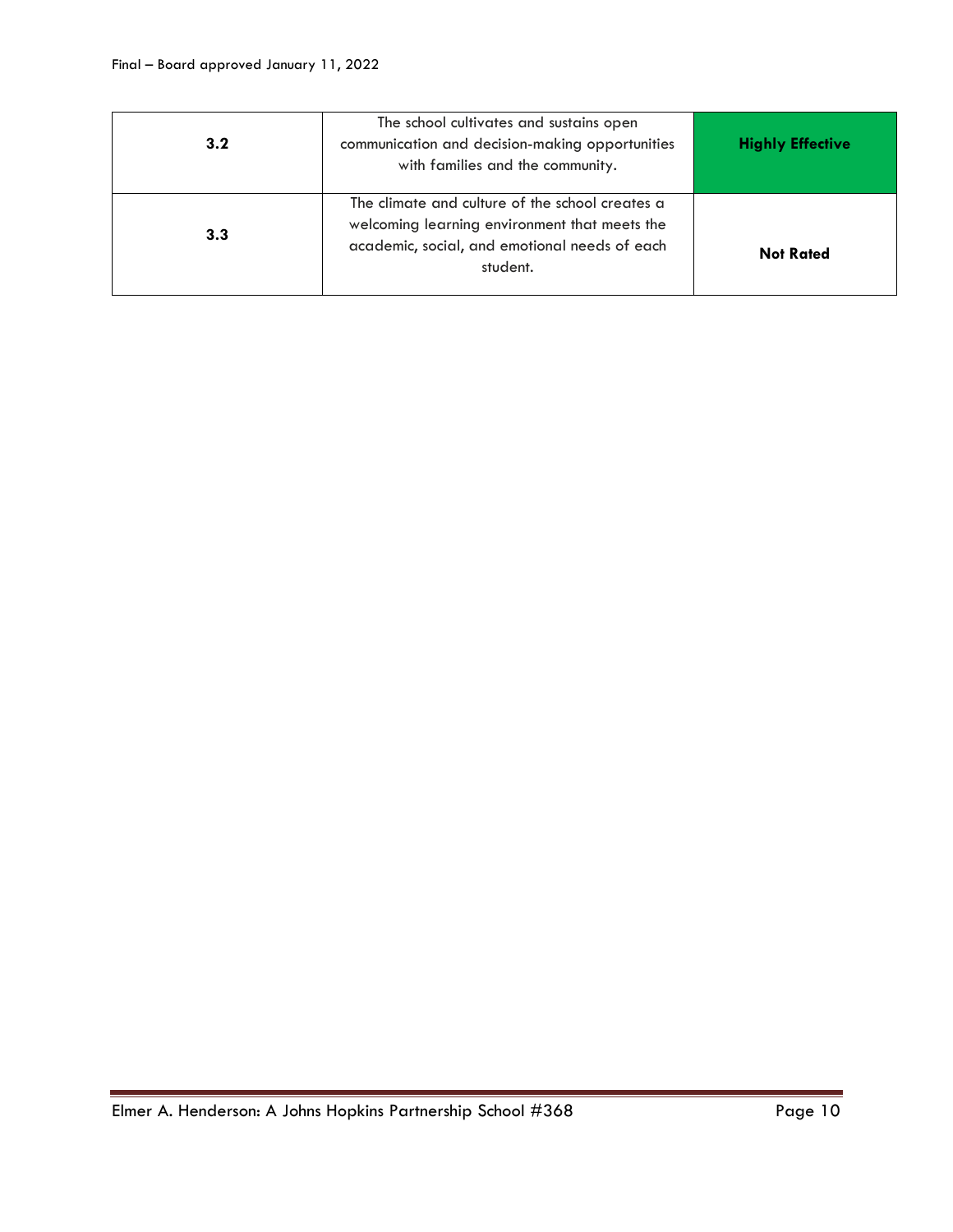| | | |
|---|---|---|
| **3.2** | The school cultivates and sustains open communication and decision-making opportunities with families and the community. | **Highly Effective** |
| **3.3** | The climate and culture of the school creates a welcoming learning environment that meets the academic, social, and emotional needs of each student. | **Not Rated** |